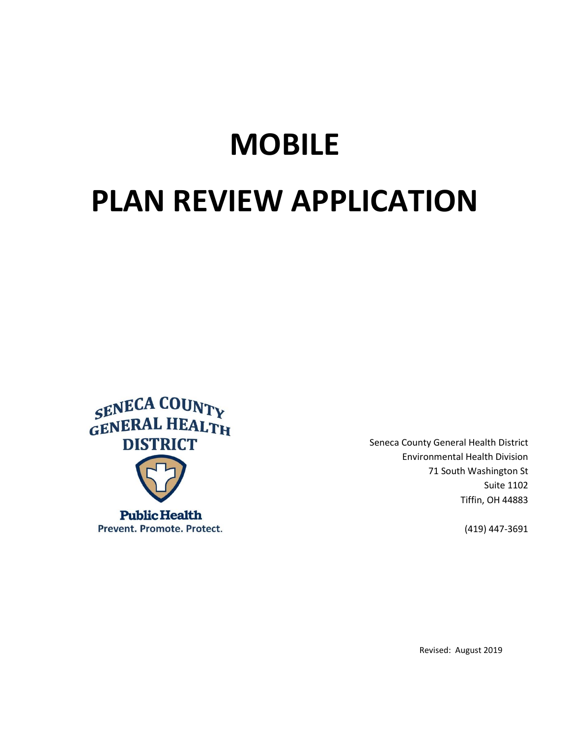# MOBILE

# PLAN REVIEW APPLICATION

SENECA COUNTY GENERAL HEALTH DISTRICT

Public Health
Prevent. Promote. Protect.

Seneca County General Health District
Environmental Health Division
71 South Washington St
Suite 1102
Tiffin, OH 44883

(419) 447-3691

Revised: August 2019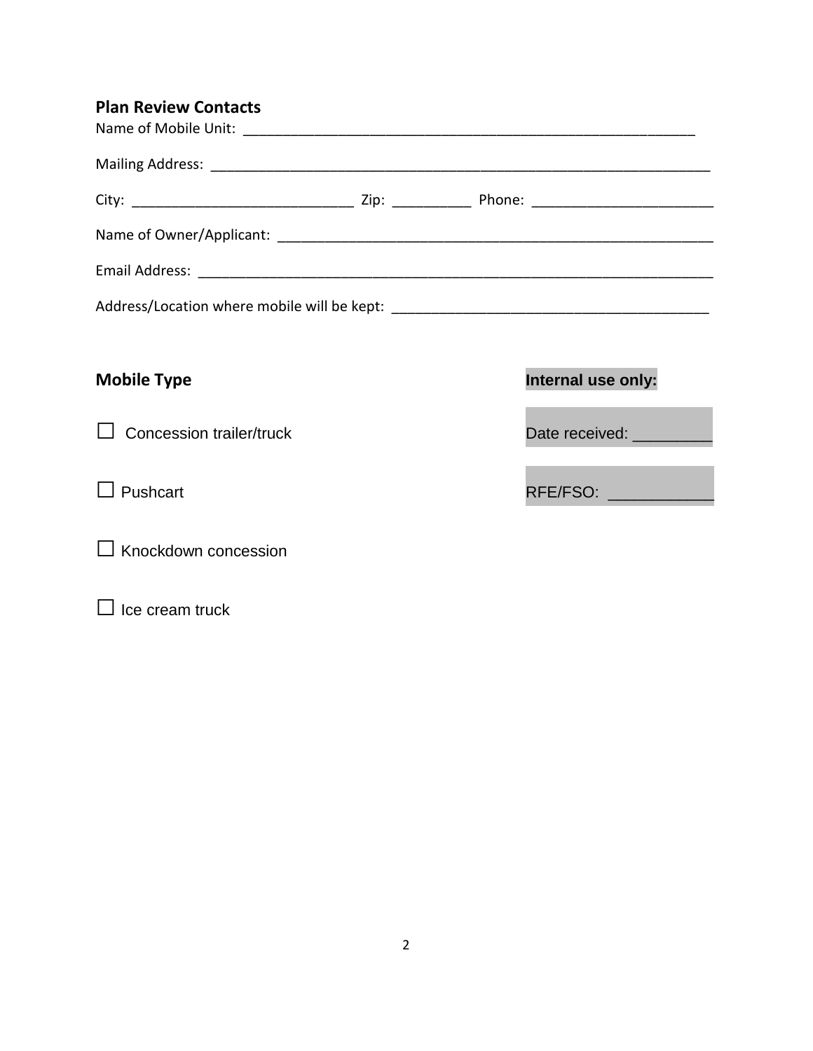## Plan Review Contacts

Name of Mobile Unit: ____________________________________________________________

Mailing Address: ___________________________________________________________________

City: _____________________________ Zip: __________ Phone: _______________________

Name of Owner/Applicant: _________________________________________________________

Email Address: _____________________________________________________________________

Address/Location where mobile will be kept: _________________________________________

## Mobile Type

☐ Concession trailer/truck

☐ Pushcart

☐ Knockdown concession

☐ Ice cream truck

**Internal use only:**

Date received: _________

RFE/FSO: ____________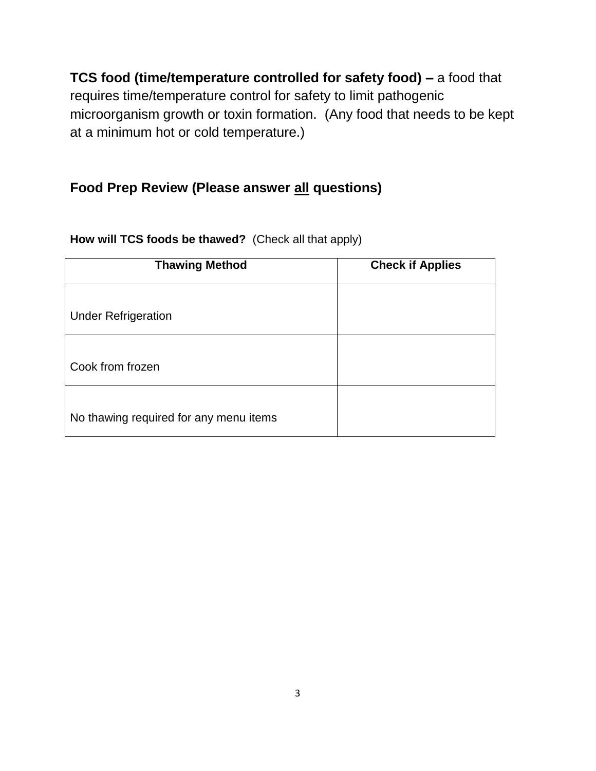**TCS food (time/temperature controlled for safety food) –** a food that requires time/temperature control for safety to limit pathogenic microorganism growth or toxin formation.  (Any food that needs to be kept at a minimum hot or cold temperature.)

## Food Prep Review (Please answer all questions)

**How will TCS foods be thawed?** (Check all that apply)

| Thawing Method | Check if Applies |
|---|---|
| Under Refrigeration | |
| Cook from frozen | |
| No thawing required for any menu items | |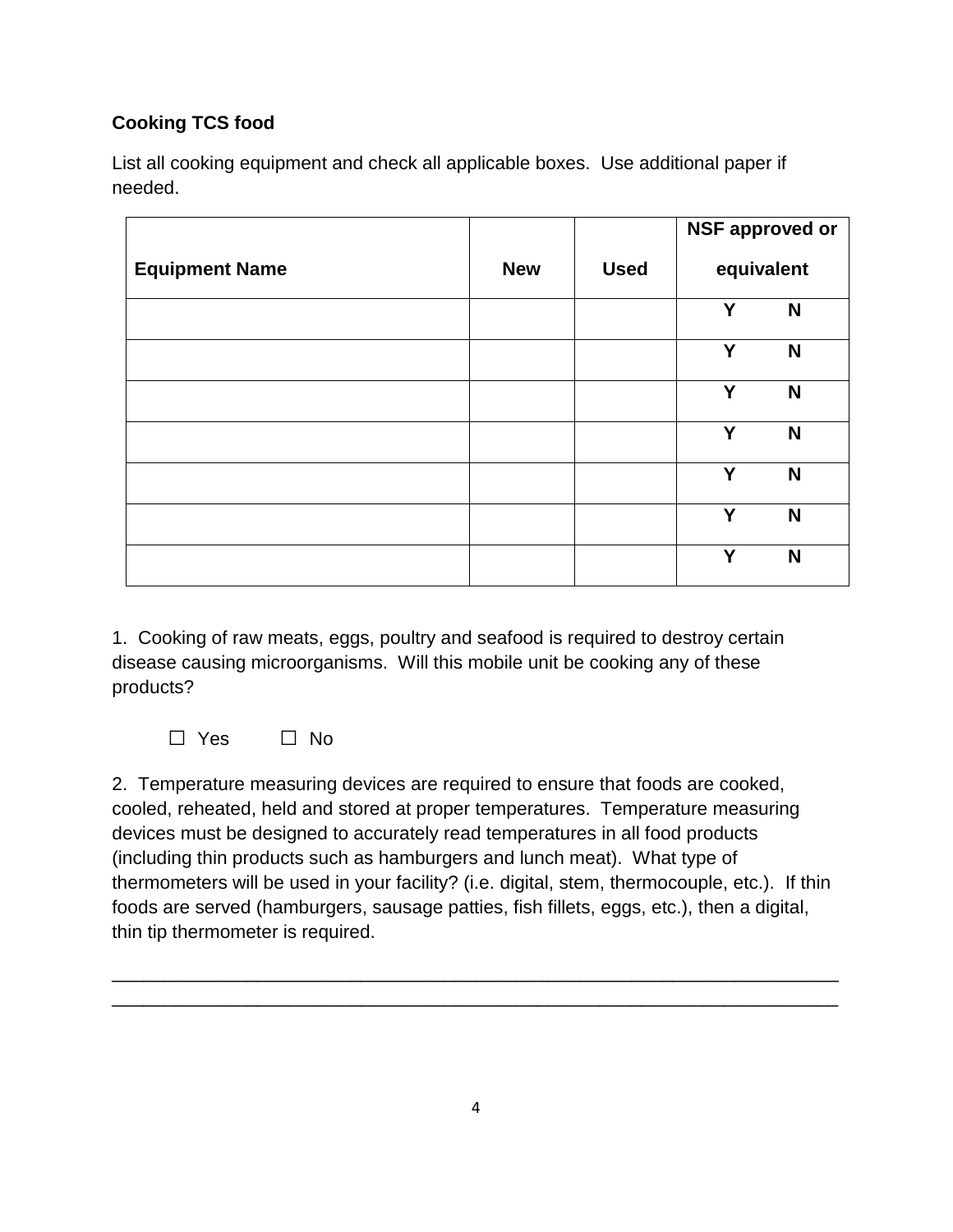**Cooking TCS food**

List all cooking equipment and check all applicable boxes. Use additional paper if needed.

| Equipment Name | New | Used | NSF approved or equivalent |
|---|---|---|---|
| | | | **Y N** |
| | | | **Y N** |
| | | | **Y N** |
| | | | **Y N** |
| | | | **Y N** |
| | | | **Y N** |
| | | | **Y N** |

1. Cooking of raw meats, eggs, poultry and seafood is required to destroy certain disease causing microorganisms. Will this mobile unit be cooking any of these products?

☐ Yes ☐ No

2. Temperature measuring devices are required to ensure that foods are cooked, cooled, reheated, held and stored at proper temperatures. Temperature measuring devices must be designed to accurately read temperatures in all food products (including thin products such as hamburgers and lunch meat). What type of thermometers will be used in your facility? (i.e. digital, stem, thermocouple, etc.). If thin foods are served (hamburgers, sausage patties, fish fillets, eggs, etc.), then a digital, thin tip thermometer is required.

\_\_\_\_\_\_\_\_\_\_\_\_\_\_\_\_\_\_\_\_\_\_\_\_\_\_\_\_\_\_\_\_\_\_\_\_\_\_\_\_\_\_\_\_\_\_\_\_\_\_\_\_\_\_\_\_\_\_\_\_\_\_\_\_\_\_\_\_\_\_
\_\_\_\_\_\_\_\_\_\_\_\_\_\_\_\_\_\_\_\_\_\_\_\_\_\_\_\_\_\_\_\_\_\_\_\_\_\_\_\_\_\_\_\_\_\_\_\_\_\_\_\_\_\_\_\_\_\_\_\_\_\_\_\_\_\_\_\_\_\_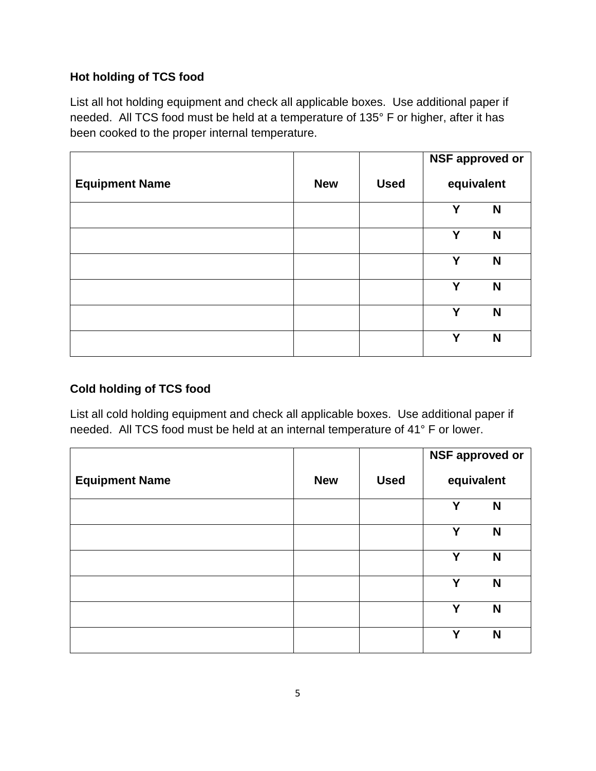**Hot holding of TCS food**

List all hot holding equipment and check all applicable boxes. Use additional paper if needed. All TCS food must be held at a temperature of 135° F or higher, after it has been cooked to the proper internal temperature.

| Equipment Name | New | Used | NSF approved or equivalent |
|---|---|---|---|
| | | | Y N |
| | | | Y N |
| | | | Y N |
| | | | Y N |
| | | | Y N |
| | | | Y N |

**Cold holding of TCS food**

List all cold holding equipment and check all applicable boxes. Use additional paper if needed. All TCS food must be held at an internal temperature of 41° F or lower.

| Equipment Name | New | Used | NSF approved or equivalent |
|---|---|---|---|
| | | | Y N |
| | | | Y N |
| | | | Y N |
| | | | Y N |
| | | | Y N |
| | | | Y N |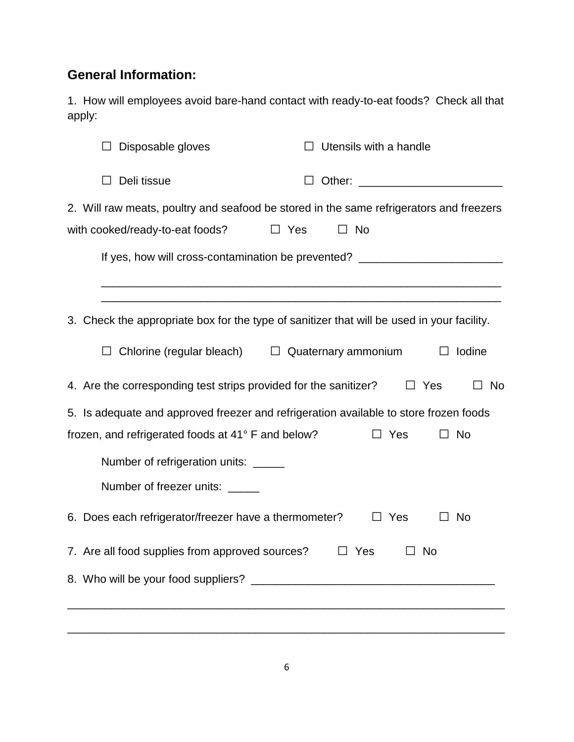## General Information:

1. How will employees avoid bare-hand contact with ready-to-eat foods? Check all that apply:

☐ Disposable gloves ☐ Utensils with a handle

☐ Deli tissue ☐ Other: _______________________

2. Will raw meats, poultry and seafood be stored in the same refrigerators and freezers with cooked/ready-to-eat foods? ☐ Yes ☐ No

If yes, how will cross-contamination be prevented? _______________________

_________________________________________________________________

_________________________________________________________________

3. Check the appropriate box for the type of sanitizer that will be used in your facility.

☐ Chlorine (regular bleach) ☐ Quaternary ammonium ☐ Iodine

4. Are the corresponding test strips provided for the sanitizer? ☐ Yes ☐ No

5. Is adequate and approved freezer and refrigeration available to store frozen foods frozen, and refrigerated foods at 41° F and below? ☐ Yes ☐ No

Number of refrigeration units: _____

Number of freezer units: _____

6. Does each refrigerator/freezer have a thermometer? ☐ Yes ☐ No

7. Are all food supplies from approved sources? ☐ Yes ☐ No

8. Who will be your food suppliers? _______________________________________

______________________________________________________________________

______________________________________________________________________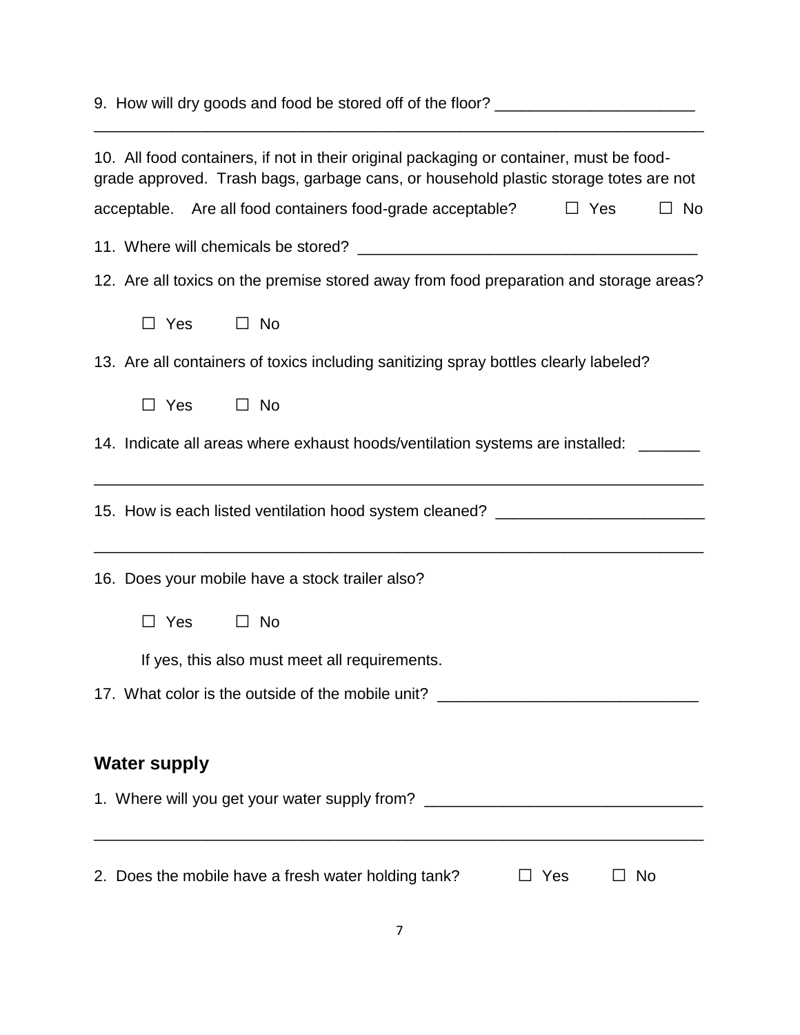9. How will dry goods and food be stored off of the floor? _______________________
______________________________________________________________________

10. All food containers, if not in their original packaging or container, must be food-grade approved. Trash bags, garbage cans, or household plastic storage totes are not acceptable. Are all food containers food-grade acceptable? ☐ Yes ☐ No

11. Where will chemicals be stored? _______________________________________

12. Are all toxics on the premise stored away from food preparation and storage areas?

☐ Yes ☐ No

13. Are all containers of toxics including sanitizing spray bottles clearly labeled?

☐ Yes ☐ No

14. Indicate all areas where exhaust hoods/ventilation systems are installed: _______
______________________________________________________________________

15. How is each listed ventilation hood system cleaned? ________________________
______________________________________________________________________

16. Does your mobile have a stock trailer also?

☐ Yes ☐ No

If yes, this also must meet all requirements.

17. What color is the outside of the mobile unit? ______________________________

## Water supply

1. Where will you get your water supply from? ________________________________
______________________________________________________________________

2. Does the mobile have a fresh water holding tank? ☐ Yes ☐ No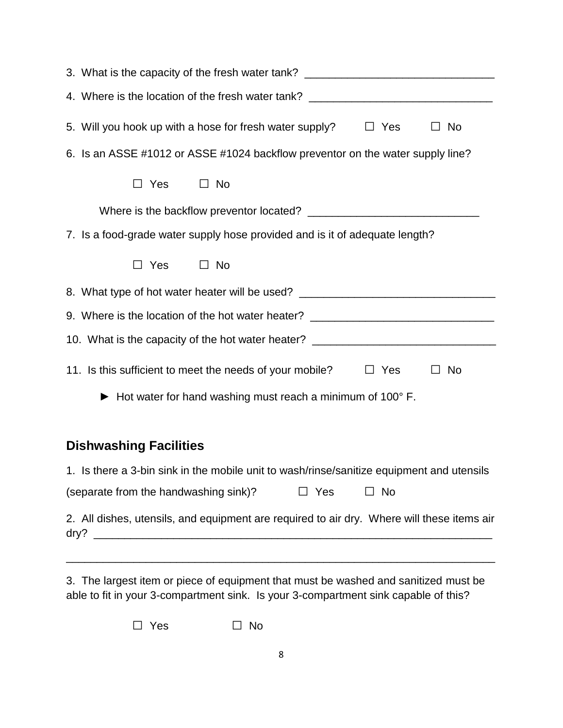3. What is the capacity of the fresh water tank? ______________________________

4. Where is the location of the fresh water tank? _____________________________

5. Will you hook up with a hose for fresh water supply? ☐ Yes ☐ No

6. Is an ASSE #1012 or ASSE #1024 backflow preventor on the water supply line?

   ☐ Yes ☐ No

   Where is the backflow preventor located? ___________________________

7. Is a food-grade water supply hose provided and is it of adequate length?

   ☐ Yes ☐ No

8. What type of hot water heater will be used? _______________________________

9. Where is the location of the hot water heater? _____________________________

10. What is the capacity of the hot water heater? _____________________________

11. Is this sufficient to meet the needs of your mobile? ☐ Yes ☐ No

   ► Hot water for hand washing must reach a minimum of 100° F.

## Dishwashing Facilities

1. Is there a 3-bin sink in the mobile unit to wash/rinse/sanitize equipment and utensils (separate from the handwashing sink)? ☐ Yes ☐ No

2. All dishes, utensils, and equipment are required to air dry. Where will these items air dry? _________________________________________________________________

_____________________________________________________________________

3. The largest item or piece of equipment that must be washed and sanitized must be able to fit in your 3-compartment sink. Is your 3-compartment sink capable of this?

   ☐ Yes ☐ No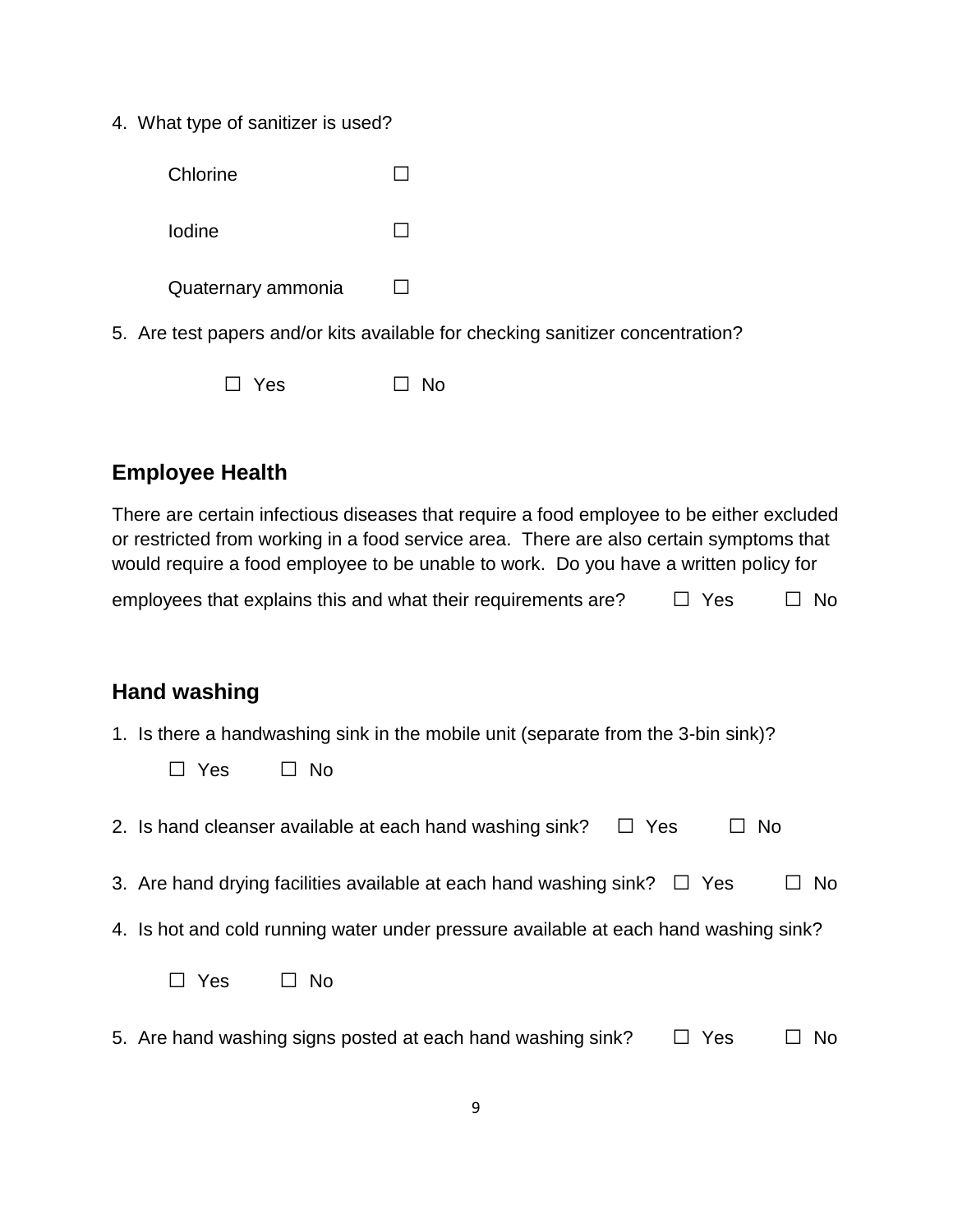4. What type of sanitizer is used?

   Chlorine ☐

   Iodine ☐

   Quaternary ammonia ☐

5. Are test papers and/or kits available for checking sanitizer concentration?

   ☐ Yes ☐ No

## Employee Health

There are certain infectious diseases that require a food employee to be either excluded or restricted from working in a food service area. There are also certain symptoms that would require a food employee to be unable to work. Do you have a written policy for employees that explains this and what their requirements are? ☐ Yes ☐ No

## Hand washing

1. Is there a handwashing sink in the mobile unit (separate from the 3-bin sink)?

   ☐ Yes ☐ No

2. Is hand cleanser available at each hand washing sink? ☐ Yes ☐ No

3. Are hand drying facilities available at each hand washing sink? ☐ Yes ☐ No

4. Is hot and cold running water under pressure available at each hand washing sink?

   ☐ Yes ☐ No

5. Are hand washing signs posted at each hand washing sink? ☐ Yes ☐ No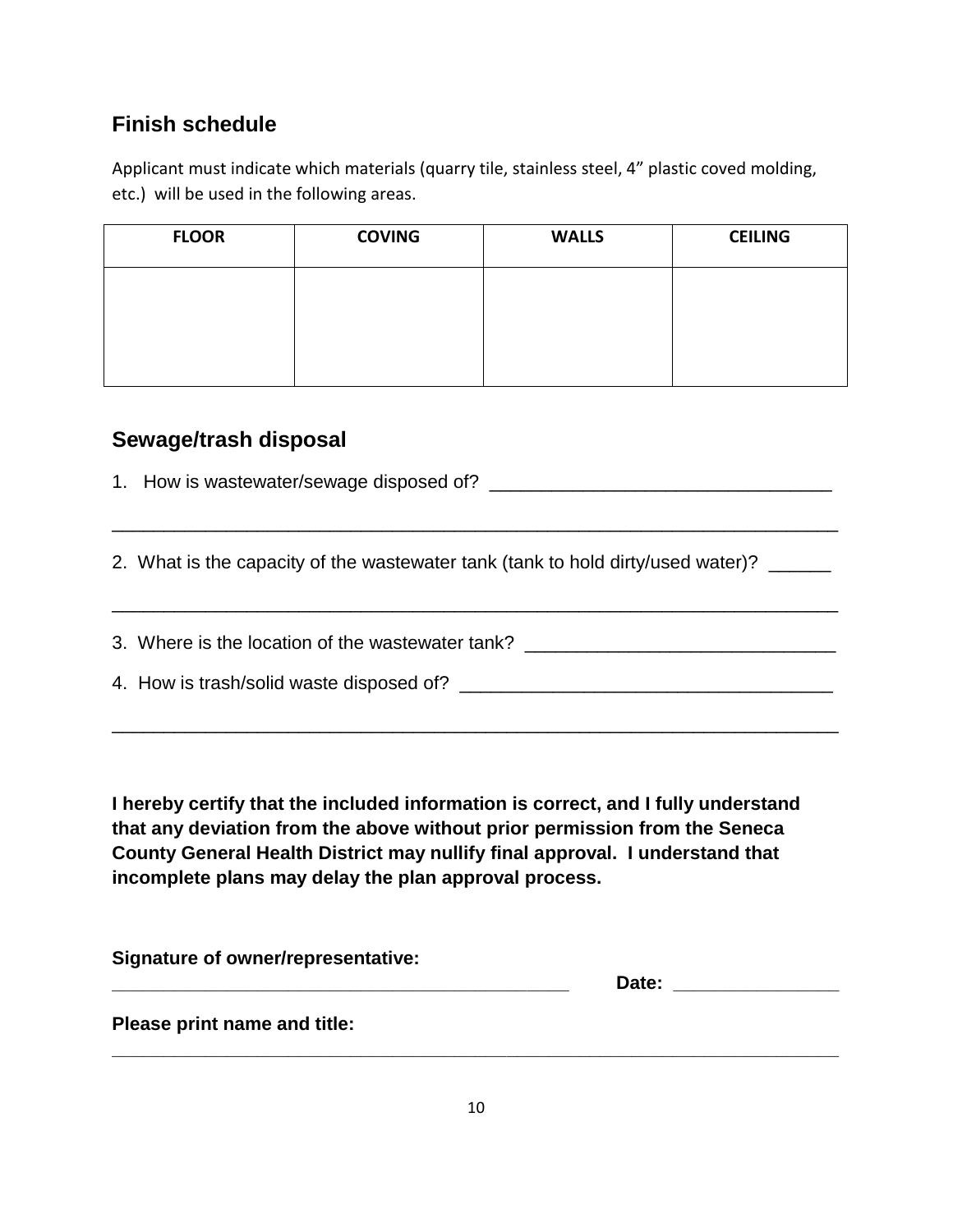## Finish schedule

Applicant must indicate which materials (quarry tile, stainless steel, 4" plastic coved molding, etc.) will be used in the following areas.

| FLOOR | COVING | WALLS | CEILING |
|---|---|---|---|
| | | | |

## Sewage/trash disposal

1. How is wastewater/sewage disposed of? ________________________________

______________________________________________________________________

2. What is the capacity of the wastewater tank (tank to hold dirty/used water)? ______

______________________________________________________________________

3. Where is the location of the wastewater tank? _____________________________

4. How is trash/solid waste disposed of? ___________________________________

______________________________________________________________________

**I hereby certify that the included information is correct, and I fully understand that any deviation from the above without prior permission from the Seneca County General Health District may nullify final approval. I understand that incomplete plans may delay the plan approval process.**

**Signature of owner/representative:**
______________________________________________ **Date:** ________________

**Please print name and title:**
______________________________________________________________________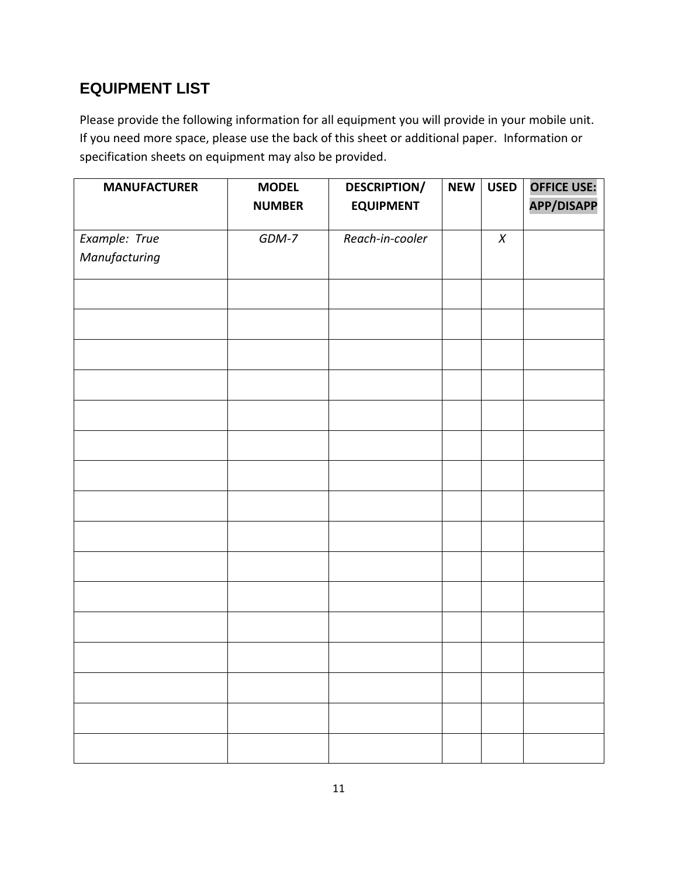## EQUIPMENT LIST

Please provide the following information for all equipment you will provide in your mobile unit. If you need more space, please use the back of this sheet or additional paper. Information or specification sheets on equipment may also be provided.

| MANUFACTURER | MODEL NUMBER | DESCRIPTION/ EQUIPMENT | NEW | USED | OFFICE USE: APP/DISAPP |
|---|---|---|---|---|---|
| *Example: True Manufacturing* | *GDM-7* | *Reach-in-cooler* | | *X* | |
| | | | | | |
| | | | | | |
| | | | | | |
| | | | | | |
| | | | | | |
| | | | | | |
| | | | | | |
| | | | | | |
| | | | | | |
| | | | | | |
| | | | | | |
| | | | | | |
| | | | | | |
| | | | | | |
| | | | | | |
| | | | | | |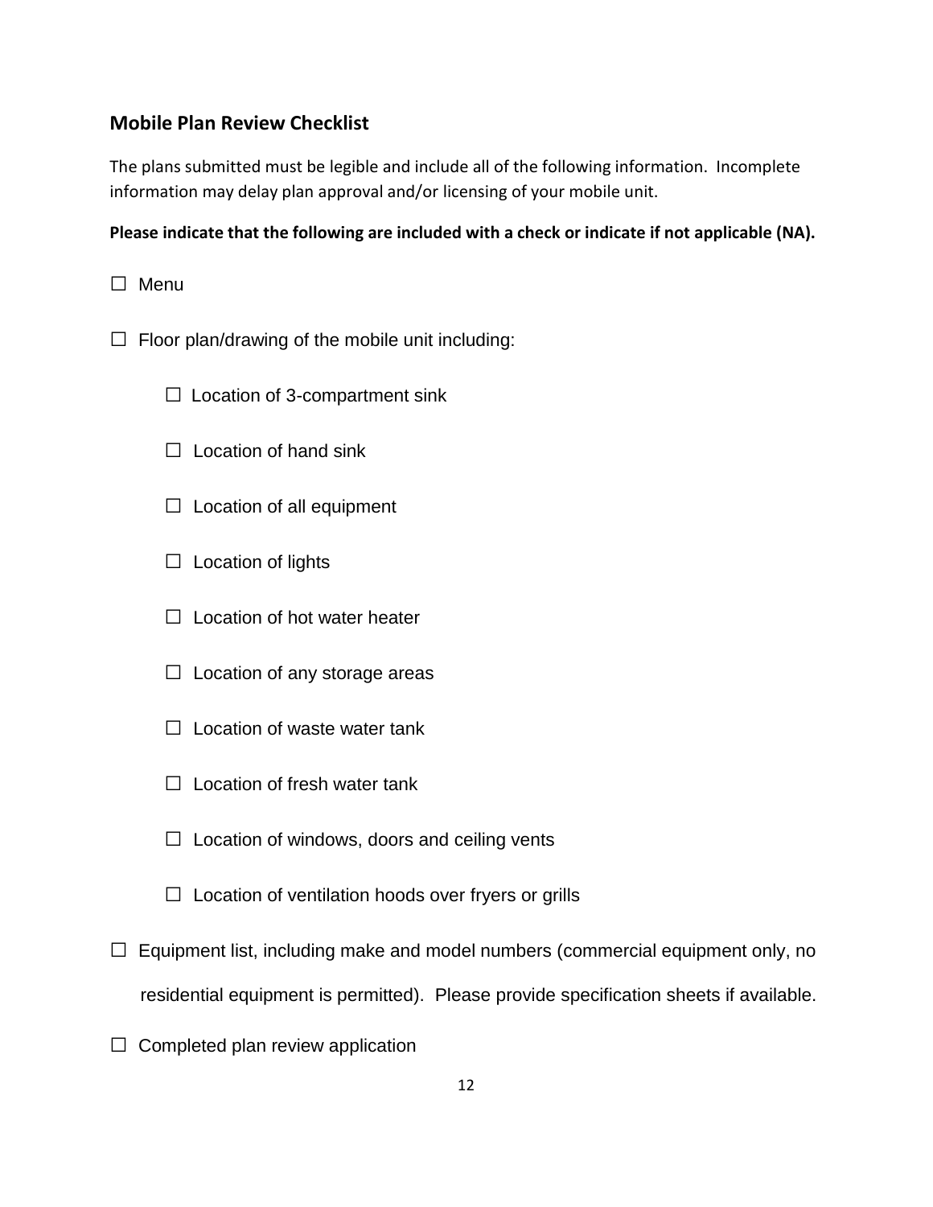## Mobile Plan Review Checklist

The plans submitted must be legible and include all of the following information. Incomplete information may delay plan approval and/or licensing of your mobile unit.

**Please indicate that the following are included with a check or indicate if not applicable (NA).**

☐ Menu

☐ Floor plan/drawing of the mobile unit including:

- ☐ Location of 3-compartment sink
- ☐ Location of hand sink
- ☐ Location of all equipment
- ☐ Location of lights
- ☐ Location of hot water heater
- ☐ Location of any storage areas
- ☐ Location of waste water tank
- ☐ Location of fresh water tank
- ☐ Location of windows, doors and ceiling vents
- ☐ Location of ventilation hoods over fryers or grills

☐ Equipment list, including make and model numbers (commercial equipment only, no residential equipment is permitted). Please provide specification sheets if available.

☐ Completed plan review application